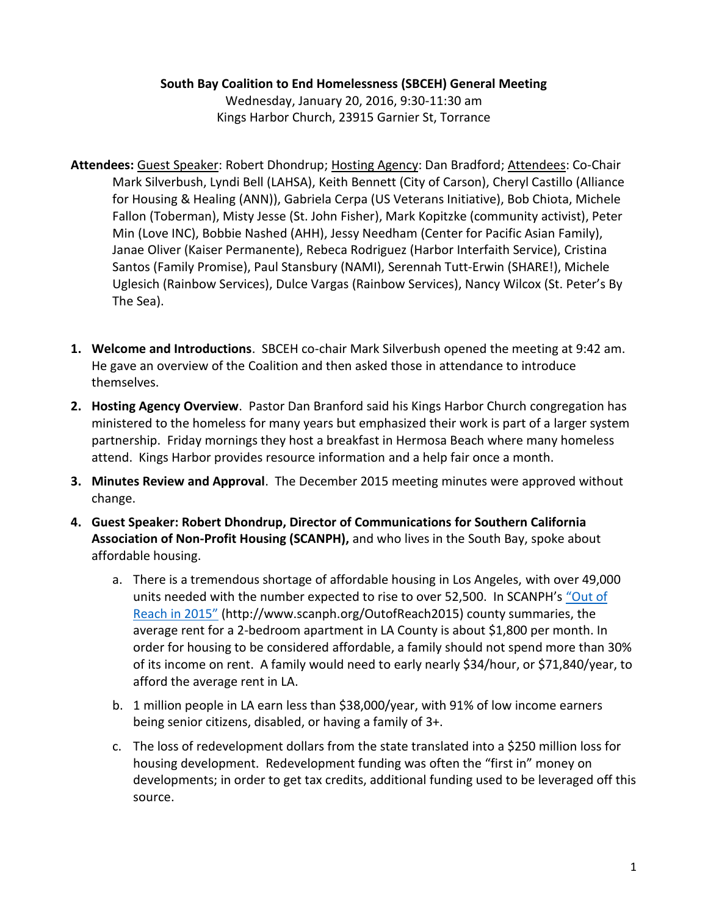**South Bay Coalition to End Homelessness (SBCEH) General Meeting**

Wednesday, January 20, 2016, 9:30-11:30 am

Kings Harbor Church, 23915 Garnier St, Torrance

**Attendees:** Guest Speaker: Robert Dhondrup; Hosting Agency: Dan Bradford; Attendees: Co-Chair Mark Silverbush, Lyndi Bell (LAHSA), Keith Bennett (City of Carson), Cheryl Castillo (Alliance for Housing & Healing (ANN)), Gabriela Cerpa (US Veterans Initiative), Bob Chiota, Michele Fallon (Toberman), Misty Jesse (St. John Fisher), Mark Kopitzke (community activist), Peter Min (Love INC), Bobbie Nashed (AHH), Jessy Needham (Center for Pacific Asian Family), Janae Oliver (Kaiser Permanente), Rebeca Rodriguez (Harbor Interfaith Service), Cristina Santos (Family Promise), Paul Stansbury (NAMI), Serennah Tutt-Erwin (SHARE!), Michele Uglesich (Rainbow Services), Dulce Vargas (Rainbow Services), Nancy Wilcox (St. Peter's By The Sea).

1. **Welcome and Introductions**. SBCEH co-chair Mark Silverbush opened the meeting at 9:42 am. He gave an overview of the Coalition and then asked those in attendance to introduce themselves.
2. **Hosting Agency Overview**. Pastor Dan Branford said his Kings Harbor Church congregation has ministered to the homeless for many years but emphasized their work is part of a larger system partnership. Friday mornings they host a breakfast in Hermosa Beach where many homeless attend. Kings Harbor provides resource information and a help fair once a month.
3. **Minutes Review and Approval**. The December 2015 meeting minutes were approved without change.
4. **Guest Speaker: Robert Dhondrup, Director of Communications for Southern California Association of Non-Profit Housing (SCANPH),** and who lives in the South Bay, spoke about affordable housing.
   a. There is a tremendous shortage of affordable housing in Los Angeles, with over 49,000 units needed with the number expected to rise to over 52,500. In SCANPH's ["Out of Reach in 2015"](http://www.scanph.org/OutofReach2015) (http://www.scanph.org/OutofReach2015) county summaries, the average rent for a 2-bedroom apartment in LA County is about $1,800 per month. In order for housing to be considered affordable, a family should not spend more than 30% of its income on rent. A family would need to early nearly $34/hour, or $71,840/year, to afford the average rent in LA.
   b. 1 million people in LA earn less than $38,000/year, with 91% of low income earners being senior citizens, disabled, or having a family of 3+.
   c. The loss of redevelopment dollars from the state translated into a $250 million loss for housing development. Redevelopment funding was often the "first in" money on developments; in order to get tax credits, additional funding used to be leveraged off this source.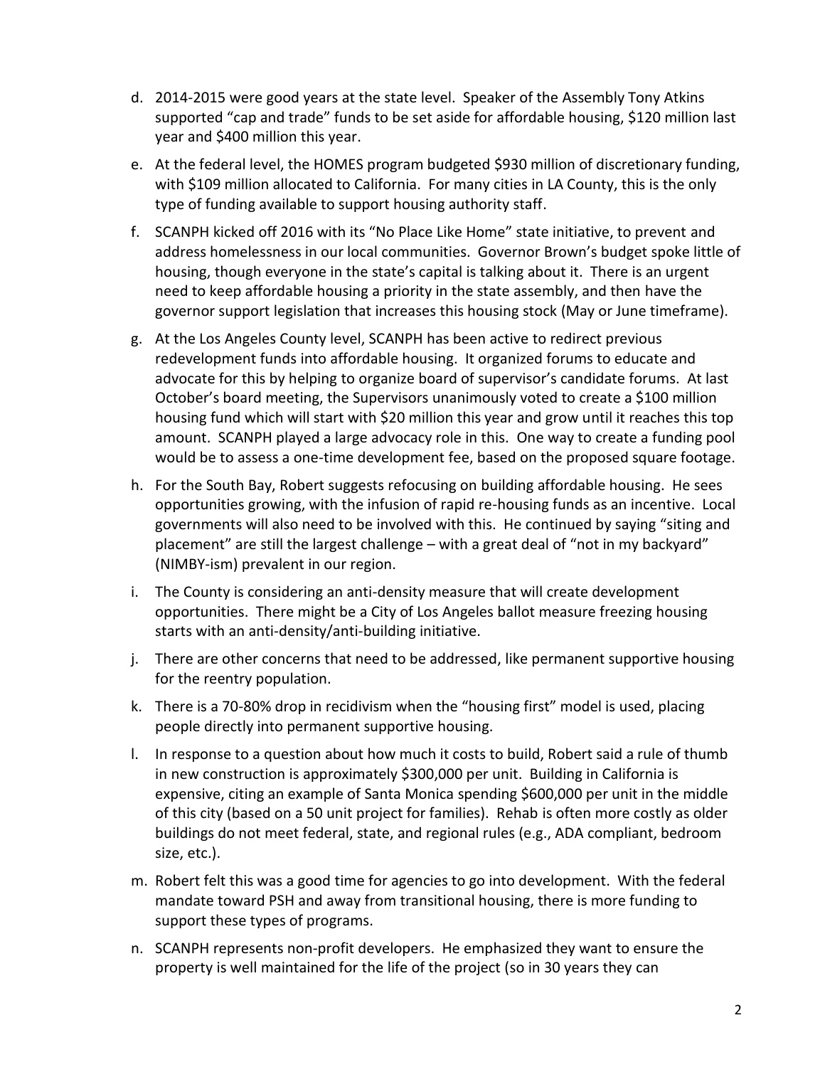d. 2014-2015 were good years at the state level. Speaker of the Assembly Tony Atkins supported "cap and trade" funds to be set aside for affordable housing, $120 million last year and $400 million this year.

e. At the federal level, the HOMES program budgeted $930 million of discretionary funding, with $109 million allocated to California. For many cities in LA County, this is the only type of funding available to support housing authority staff.

f. SCANPH kicked off 2016 with its "No Place Like Home" state initiative, to prevent and address homelessness in our local communities. Governor Brown's budget spoke little of housing, though everyone in the state's capital is talking about it. There is an urgent need to keep affordable housing a priority in the state assembly, and then have the governor support legislation that increases this housing stock (May or June timeframe).

g. At the Los Angeles County level, SCANPH has been active to redirect previous redevelopment funds into affordable housing. It organized forums to educate and advocate for this by helping to organize board of supervisor's candidate forums. At last October's board meeting, the Supervisors unanimously voted to create a $100 million housing fund which will start with $20 million this year and grow until it reaches this top amount. SCANPH played a large advocacy role in this. One way to create a funding pool would be to assess a one-time development fee, based on the proposed square footage.

h. For the South Bay, Robert suggests refocusing on building affordable housing. He sees opportunities growing, with the infusion of rapid re-housing funds as an incentive. Local governments will also need to be involved with this. He continued by saying "siting and placement" are still the largest challenge – with a great deal of "not in my backyard" (NIMBY-ism) prevalent in our region.

i. The County is considering an anti-density measure that will create development opportunities. There might be a City of Los Angeles ballot measure freezing housing starts with an anti-density/anti-building initiative.

j. There are other concerns that need to be addressed, like permanent supportive housing for the reentry population.

k. There is a 70-80% drop in recidivism when the "housing first" model is used, placing people directly into permanent supportive housing.

l. In response to a question about how much it costs to build, Robert said a rule of thumb in new construction is approximately $300,000 per unit. Building in California is expensive, citing an example of Santa Monica spending $600,000 per unit in the middle of this city (based on a 50 unit project for families). Rehab is often more costly as older buildings do not meet federal, state, and regional rules (e.g., ADA compliant, bedroom size, etc.).

m. Robert felt this was a good time for agencies to go into development. With the federal mandate toward PSH and away from transitional housing, there is more funding to support these types of programs.

n. SCANPH represents non-profit developers. He emphasized they want to ensure the property is well maintained for the life of the project (so in 30 years they can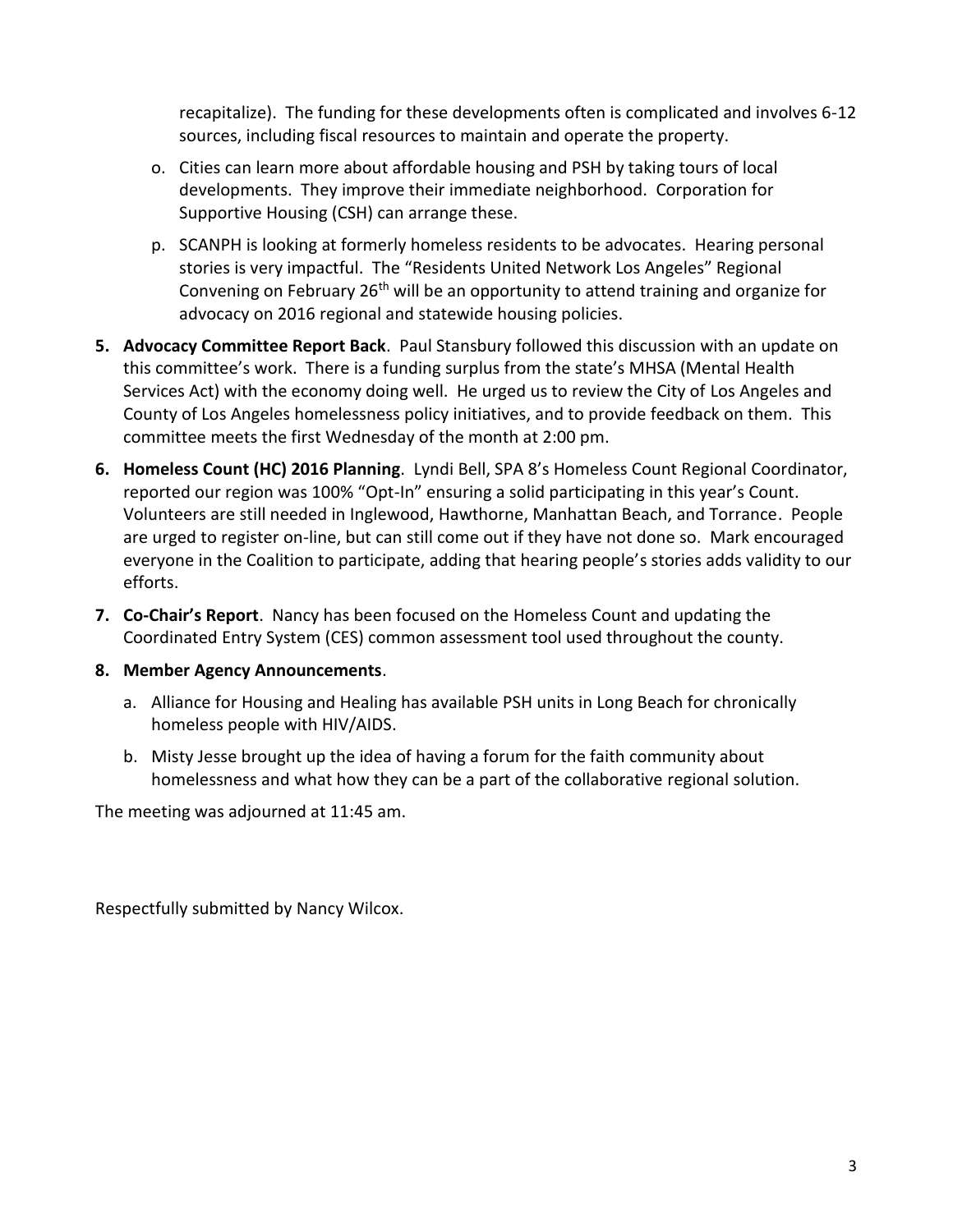recapitalize). The funding for these developments often is complicated and involves 6-12 sources, including fiscal resources to maintain and operate the property.

   o. Cities can learn more about affordable housing and PSH by taking tours of local developments. They improve their immediate neighborhood. Corporation for Supportive Housing (CSH) can arrange these.

   p. SCANPH is looking at formerly homeless residents to be advocates. Hearing personal stories is very impactful. The "Residents United Network Los Angeles" Regional Convening on February 26th will be an opportunity to attend training and organize for advocacy on 2016 regional and statewide housing policies.

5. **Advocacy Committee Report Back**. Paul Stansbury followed this discussion with an update on this committee's work. There is a funding surplus from the state's MHSA (Mental Health Services Act) with the economy doing well. He urged us to review the City of Los Angeles and County of Los Angeles homelessness policy initiatives, and to provide feedback on them. This committee meets the first Wednesday of the month at 2:00 pm.

6. **Homeless Count (HC) 2016 Planning**. Lyndi Bell, SPA 8's Homeless Count Regional Coordinator, reported our region was 100% "Opt-In" ensuring a solid participating in this year's Count. Volunteers are still needed in Inglewood, Hawthorne, Manhattan Beach, and Torrance. People are urged to register on-line, but can still come out if they have not done so. Mark encouraged everyone in the Coalition to participate, adding that hearing people's stories adds validity to our efforts.

7. **Co-Chair's Report**. Nancy has been focused on the Homeless Count and updating the Coordinated Entry System (CES) common assessment tool used throughout the county.

8. **Member Agency Announcements**.

   a. Alliance for Housing and Healing has available PSH units in Long Beach for chronically homeless people with HIV/AIDS.

   b. Misty Jesse brought up the idea of having a forum for the faith community about homelessness and what how they can be a part of the collaborative regional solution.

The meeting was adjourned at 11:45 am.

Respectfully submitted by Nancy Wilcox.